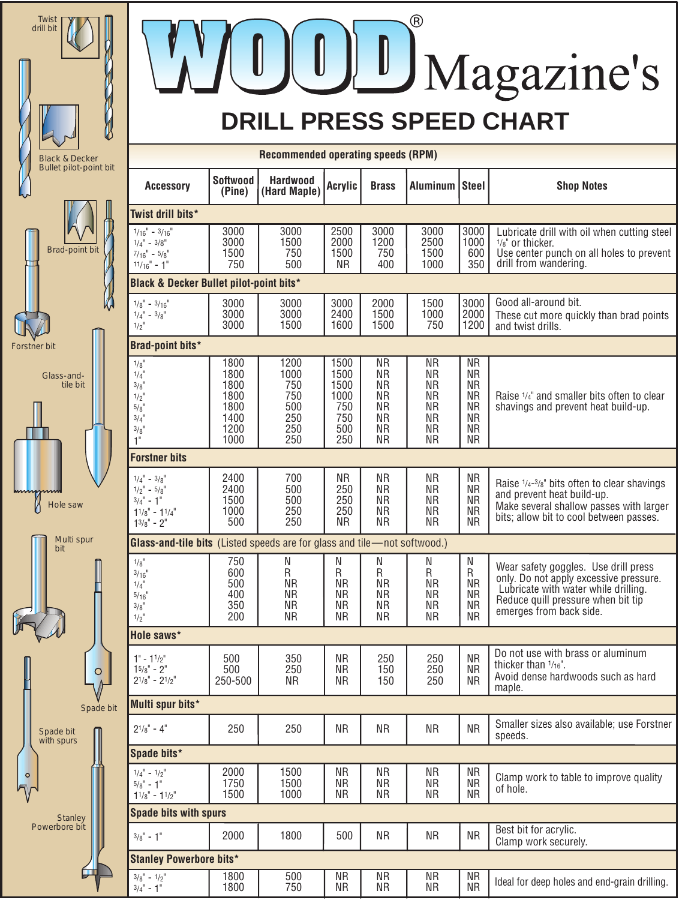# WOOD® Magazine's

## DRILL PRESS SPEED CHART

Twist drill bit

Black & Decker Bullet pilot-point bit

Brad-point bit

Forstner bit

Glass-and-tile bit

Hole saw

Multi spur bit

Spade bit

Spade bit with spurs

Stanley Powerbore bit

**Recommended operating speeds (RPM)**

| Accessory | Softwood (Pine) | Hardwood (Hard Maple) | Acrylic | Brass | Aluminum | Steel | Shop Notes |
|---|---|---|---|---|---|---|---|
| **Twist drill bits*** | | | | | | | |
| 1/16" - 3/16" | 3000 | 3000 | 2500 | 3000 | 3000 | 3000 | Lubricate drill with oil when cutting steel 1/8" or thicker. |
| 1/4" - 3/8" | 3000 | 1500 | 2000 | 1200 | 2500 | 1000 | Use center punch on all holes to prevent drill from wandering. |
| 7/16" - 5/8" | 1500 | 750 | 1500 | 750 | 1500 | 600 | |
| 11/16" - 1" | 750 | 500 | NR | 400 | 1000 | 350 | |
| **Black & Decker Bullet pilot-point bits*** | | | | | | | |
| 1/8" - 3/16" | 3000 | 3000 | 3000 | 2000 | 1500 | 3000 | Good all-around bit. |
| 1/4" - 3/8" | 3000 | 3000 | 2400 | 1500 | 1000 | 2000 | These cut more quickly than brad points and twist drills. |
| 1/2" | 3000 | 1500 | 1600 | 1500 | 750 | 1200 | |
| **Brad-point bits*** | | | | | | | |
| 1/8" | 1800 | 1200 | 1500 | NR | NR | NR | Raise 1/4" and smaller bits often to clear shavings and prevent heat build-up. |
| 1/4" | 1800 | 1000 | 1500 | NR | NR | NR | |
| 3/8" | 1800 | 750 | 1500 | NR | NR | NR | |
| 1/2" | 1800 | 750 | 1000 | NR | NR | NR | |
| 5/8" | 1800 | 500 | 750 | NR | NR | NR | |
| 3/4" | 1400 | 250 | 750 | NR | NR | NR | |
| 3/8" | 1200 | 250 | 500 | NR | NR | NR | |
| 1" | 1000 | 250 | 250 | NR | NR | NR | |
| **Forstner bits** | | | | | | | |
| 1/4" - 3/8" | 2400 | 700 | NR | NR | NR | NR | Raise 1/4-3/8" bits often to clear shavings and prevent heat build-up. |
| 1/2" - 5/8" | 2400 | 500 | 250 | NR | NR | NR | Make several shallow passes with larger bits; allow bit to cool between passes. |
| 3/4" - 1" | 1500 | 500 | 250 | NR | NR | NR | |
| 1 1/8" - 1 1/4" | 1000 | 250 | 250 | NR | NR | NR | |
| 1 3/8" - 2" | 500 | 250 | NR | NR | NR | NR | |
| **Glass-and-tile bits** (Listed speeds are for glass and tile—not softwood.) | | | | | | | |
| 1/8" | 750 | N | N | N | N | N | Wear safety goggles. Use drill press only. Do not apply excessive pressure. Lubricate with water while drilling. Reduce quill pressure when bit tip emerges from back side. |
| 3/16" | 600 | R | R | R | R | R | |
| 1/4" | 500 | NR | NR | NR | NR | NR | |
| 5/16" | 400 | NR | NR | NR | NR | NR | |
| 3/8" | 350 | NR | NR | NR | NR | NR | |
| 1/2" | 200 | NR | NR | NR | NR | NR | |
| **Hole saws*** | | | | | | | |
| 1" - 1 1/2" | 500 | 350 | NR | 250 | 250 | NR | Do not use with brass or aluminum thicker than 1/16". |
| 1 5/8" - 2" | 500 | 250 | NR | 150 | 250 | NR | Avoid dense hardwoods such as hard maple. |
| 2 1/8" - 2 1/2" | 250-500 | NR | NR | 150 | 250 | NR | |
| **Multi spur bits*** | | | | | | | |
| 2 1/8" - 4" | 250 | 250 | NR | NR | NR | NR | Smaller sizes also available; use Forstner speeds. |
| **Spade bits*** | | | | | | | |
| 1/4" - 1/2" | 2000 | 1500 | NR | NR | NR | NR | Clamp work to table to improve quality of hole. |
| 5/8" - 1" | 1750 | 1500 | NR | NR | NR | NR | |
| 1 1/8" - 1 1/2" | 1500 | 1000 | NR | NR | NR | NR | |
| **Spade bits with spurs** | | | | | | | |
| 3/8" - 1" | 2000 | 1800 | 500 | NR | NR | NR | Best bit for acrylic. Clamp work securely. |
| **Stanley Powerbore bits*** | | | | | | | |
| 3/8" - 1/2" | 1800 | 500 | NR | NR | NR | NR | Ideal for deep holes and end-grain drilling. |
| 3/4" - 1" | 1800 | 750 | NR | NR | NR | NR | |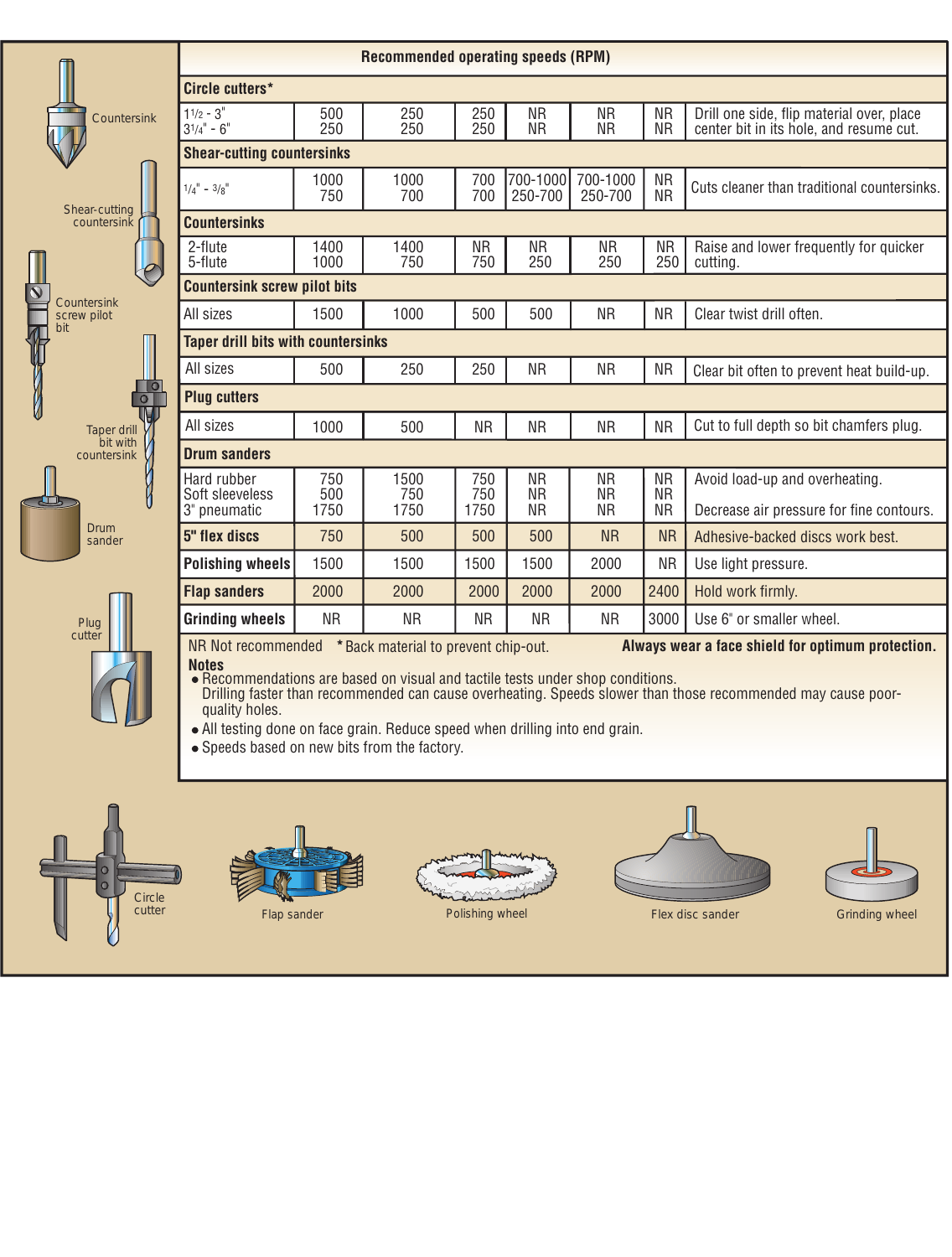| Recommended operating speeds (RPM) | | | | | | | |
|---|---|---|---|---|---|---|---|
| **Circle cutters*** | | | | | | | |
| 1 1/2 - 3"<br>3 1/4" - 6" | 500<br>250 | 250<br>250 | 250<br>250 | NR<br>NR | NR<br>NR | NR<br>NR | Drill one side, flip material over, place center bit in its hole, and resume cut. |
| **Shear-cutting countersinks** | | | | | | | |
| 1/4" - 3/8" | 1000<br>750 | 1000<br>700 | 700<br>700 | 700-1000<br>250-700 | 700-1000<br>250-700 | NR<br>NR | Cuts cleaner than traditional countersinks. |
| **Countersinks** | | | | | | | |
| 2-flute<br>5-flute | 1400<br>1000 | 1400<br>750 | NR<br>750 | NR<br>250 | NR<br>250 | NR<br>250 | Raise and lower frequently for quicker cutting. |
| **Countersink screw pilot bits** | | | | | | | |
| All sizes | 1500 | 1000 | 500 | 500 | NR | NR | Clear twist drill often. |
| **Taper drill bits with countersinks** | | | | | | | |
| All sizes | 500 | 250 | 250 | NR | NR | NR | Clear bit often to prevent heat build-up. |
| **Plug cutters** | | | | | | | |
| All sizes | 1000 | 500 | NR | NR | NR | NR | Cut to full depth so bit chamfers plug. |
| **Drum sanders** | | | | | | | |
| Hard rubber<br>Soft sleeveless<br>3" pneumatic | 750<br>500<br>1750 | 1500<br>750<br>1750 | 750<br>750<br>1750 | NR<br>NR<br>NR | NR<br>NR<br>NR | NR<br>NR<br>NR | Avoid load-up and overheating.<br>Decrease air pressure for fine contours. |
| **5" flex discs** | 750 | 500 | 500 | 500 | NR | NR | Adhesive-backed discs work best. |
| **Polishing wheels** | 1500 | 1500 | 1500 | 1500 | 2000 | NR | Use light pressure. |
| **Flap sanders** | 2000 | 2000 | 2000 | 2000 | 2000 | 2400 | Hold work firmly. |
| **Grinding wheels** | NR | NR | NR | NR | NR | 3000 | Use 6" or smaller wheel. |

NR Not recommended    *Back material to prevent chip-out.    **Always wear a face shield for optimum protection.**

**Notes**

- Recommendations are based on visual and tactile tests under shop conditions. Drilling faster than recommended can cause overheating. Speeds slower than those recommended may cause poor-quality holes.
- All testing done on face grain. Reduce speed when drilling into end grain.
- Speeds based on new bits from the factory.

Countersink

Shear-cutting countersink

Countersink screw pilot bit

Taper drill bit with countersink

Drum sander

Plug cutter

Circle cutter

Flap sander

Polishing wheel

Flex disc sander

Grinding wheel